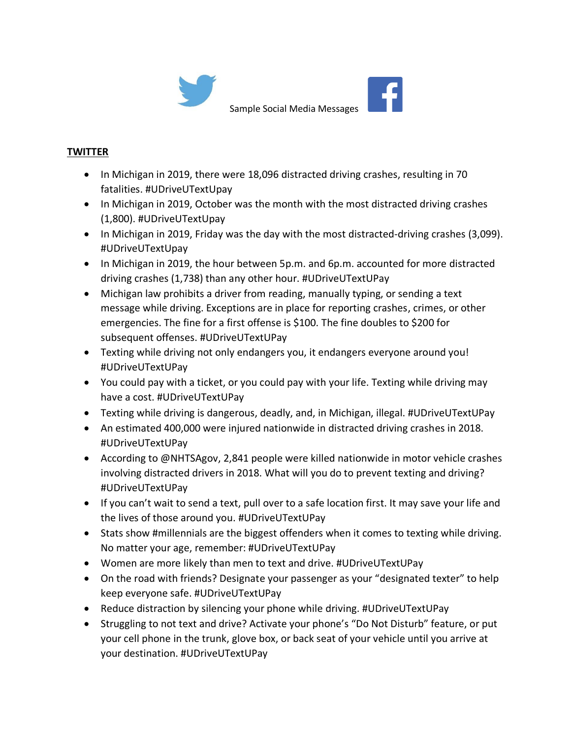Sample Social Media Messages

**TWITTER**

- In Michigan in 2019, there were 18,096 distracted driving crashes, resulting in 70 fatalities. #UDriveUTextUpay
- In Michigan in 2019, October was the month with the most distracted driving crashes (1,800). #UDriveUTextUpay
- In Michigan in 2019, Friday was the day with the most distracted-driving crashes (3,099). #UDriveUTextUpay
- In Michigan in 2019, the hour between 5p.m. and 6p.m. accounted for more distracted driving crashes (1,738) than any other hour. #UDriveUTextUPay
- Michigan law prohibits a driver from reading, manually typing, or sending a text message while driving. Exceptions are in place for reporting crashes, crimes, or other emergencies. The fine for a first offense is $100. The fine doubles to $200 for subsequent offenses. #UDriveUTextUPay
- Texting while driving not only endangers you, it endangers everyone around you! #UDriveUTextUPay
- You could pay with a ticket, or you could pay with your life. Texting while driving may have a cost. #UDriveUTextUPay
- Texting while driving is dangerous, deadly, and, in Michigan, illegal. #UDriveUTextUPay
- An estimated 400,000 were injured nationwide in distracted driving crashes in 2018. #UDriveUTextUPay
- According to @NHTSAgov, 2,841 people were killed nationwide in motor vehicle crashes involving distracted drivers in 2018. What will you do to prevent texting and driving? #UDriveUTextUPay
- If you can't wait to send a text, pull over to a safe location first. It may save your life and the lives of those around you. #UDriveUTextUPay
- Stats show #millennials are the biggest offenders when it comes to texting while driving. No matter your age, remember: #UDriveUTextUPay
- Women are more likely than men to text and drive. #UDriveUTextUPay
- On the road with friends? Designate your passenger as your "designated texter" to help keep everyone safe. #UDriveUTextUPay
- Reduce distraction by silencing your phone while driving. #UDriveUTextUPay
- Struggling to not text and drive? Activate your phone's "Do Not Disturb" feature, or put your cell phone in the trunk, glove box, or back seat of your vehicle until you arrive at your destination. #UDriveUTextUPay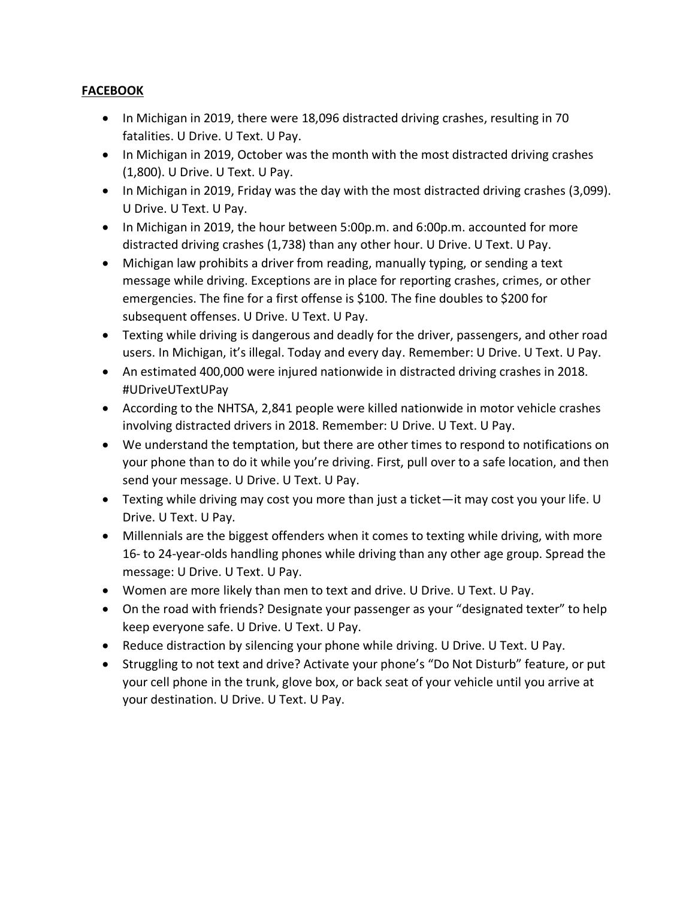**FACEBOOK**

- In Michigan in 2019, there were 18,096 distracted driving crashes, resulting in 70 fatalities. U Drive. U Text. U Pay.
- In Michigan in 2019, October was the month with the most distracted driving crashes (1,800). U Drive. U Text. U Pay.
- In Michigan in 2019, Friday was the day with the most distracted driving crashes (3,099). U Drive. U Text. U Pay.
- In Michigan in 2019, the hour between 5:00p.m. and 6:00p.m. accounted for more distracted driving crashes (1,738) than any other hour. U Drive. U Text. U Pay.
- Michigan law prohibits a driver from reading, manually typing, or sending a text message while driving. Exceptions are in place for reporting crashes, crimes, or other emergencies. The fine for a first offense is $100. The fine doubles to $200 for subsequent offenses. U Drive. U Text. U Pay.
- Texting while driving is dangerous and deadly for the driver, passengers, and other road users. In Michigan, it's illegal. Today and every day. Remember: U Drive. U Text. U Pay.
- An estimated 400,000 were injured nationwide in distracted driving crashes in 2018. #UDriveUTextUPay
- According to the NHTSA, 2,841 people were killed nationwide in motor vehicle crashes involving distracted drivers in 2018. Remember: U Drive. U Text. U Pay.
- We understand the temptation, but there are other times to respond to notifications on your phone than to do it while you're driving. First, pull over to a safe location, and then send your message. U Drive. U Text. U Pay.
- Texting while driving may cost you more than just a ticket—it may cost you your life. U Drive. U Text. U Pay.
- Millennials are the biggest offenders when it comes to texting while driving, with more 16- to 24-year-olds handling phones while driving than any other age group. Spread the message: U Drive. U Text. U Pay.
- Women are more likely than men to text and drive. U Drive. U Text. U Pay.
- On the road with friends? Designate your passenger as your "designated texter" to help keep everyone safe. U Drive. U Text. U Pay.
- Reduce distraction by silencing your phone while driving. U Drive. U Text. U Pay.
- Struggling to not text and drive? Activate your phone's "Do Not Disturb" feature, or put your cell phone in the trunk, glove box, or back seat of your vehicle until you arrive at your destination. U Drive. U Text. U Pay.